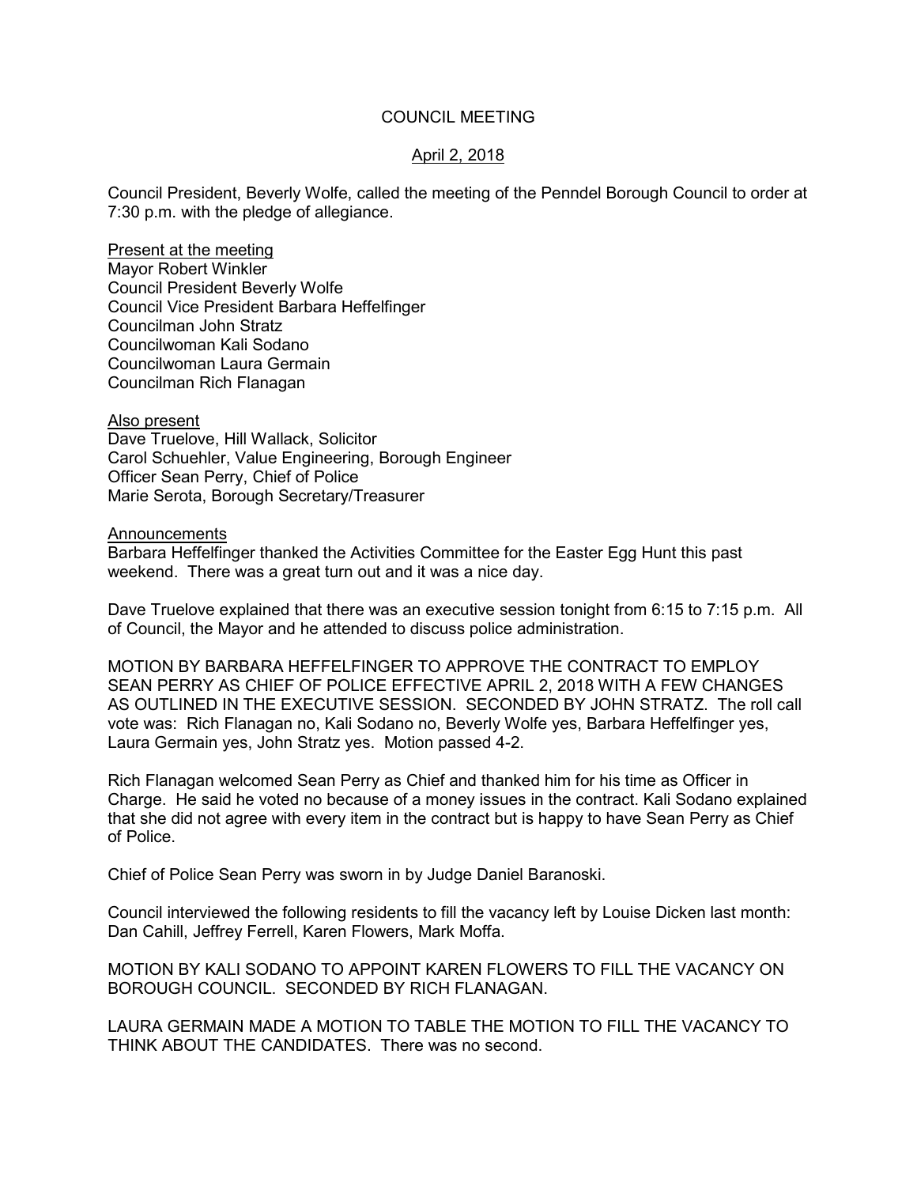# COUNCIL MEETING

April 2, 2018

Council President, Beverly Wolfe, called the meeting of the Penndel Borough Council to order at 7:30 p.m. with the pledge of allegiance.

Present at the meeting
Mayor Robert Winkler
Council President Beverly Wolfe
Council Vice President Barbara Heffelfinger
Councilman John Stratz
Councilwoman Kali Sodano
Councilwoman Laura Germain
Councilman Rich Flanagan

Also present
Dave Truelove, Hill Wallack, Solicitor
Carol Schuehler, Value Engineering, Borough Engineer
Officer Sean Perry, Chief of Police
Marie Serota, Borough Secretary/Treasurer

Announcements
Barbara Heffelfinger thanked the Activities Committee for the Easter Egg Hunt this past weekend. There was a great turn out and it was a nice day.

Dave Truelove explained that there was an executive session tonight from 6:15 to 7:15 p.m. All of Council, the Mayor and he attended to discuss police administration.

MOTION BY BARBARA HEFFELFINGER TO APPROVE THE CONTRACT TO EMPLOY SEAN PERRY AS CHIEF OF POLICE EFFECTIVE APRIL 2, 2018 WITH A FEW CHANGES AS OUTLINED IN THE EXECUTIVE SESSION. SECONDED BY JOHN STRATZ. The roll call vote was: Rich Flanagan no, Kali Sodano no, Beverly Wolfe yes, Barbara Heffelfinger yes, Laura Germain yes, John Stratz yes. Motion passed 4-2.

Rich Flanagan welcomed Sean Perry as Chief and thanked him for his time as Officer in Charge. He said he voted no because of a money issues in the contract. Kali Sodano explained that she did not agree with every item in the contract but is happy to have Sean Perry as Chief of Police.

Chief of Police Sean Perry was sworn in by Judge Daniel Baranoski.

Council interviewed the following residents to fill the vacancy left by Louise Dicken last month: Dan Cahill, Jeffrey Ferrell, Karen Flowers, Mark Moffa.

MOTION BY KALI SODANO TO APPOINT KAREN FLOWERS TO FILL THE VACANCY ON BOROUGH COUNCIL. SECONDED BY RICH FLANAGAN.

LAURA GERMAIN MADE A MOTION TO TABLE THE MOTION TO FILL THE VACANCY TO THINK ABOUT THE CANDIDATES. There was no second.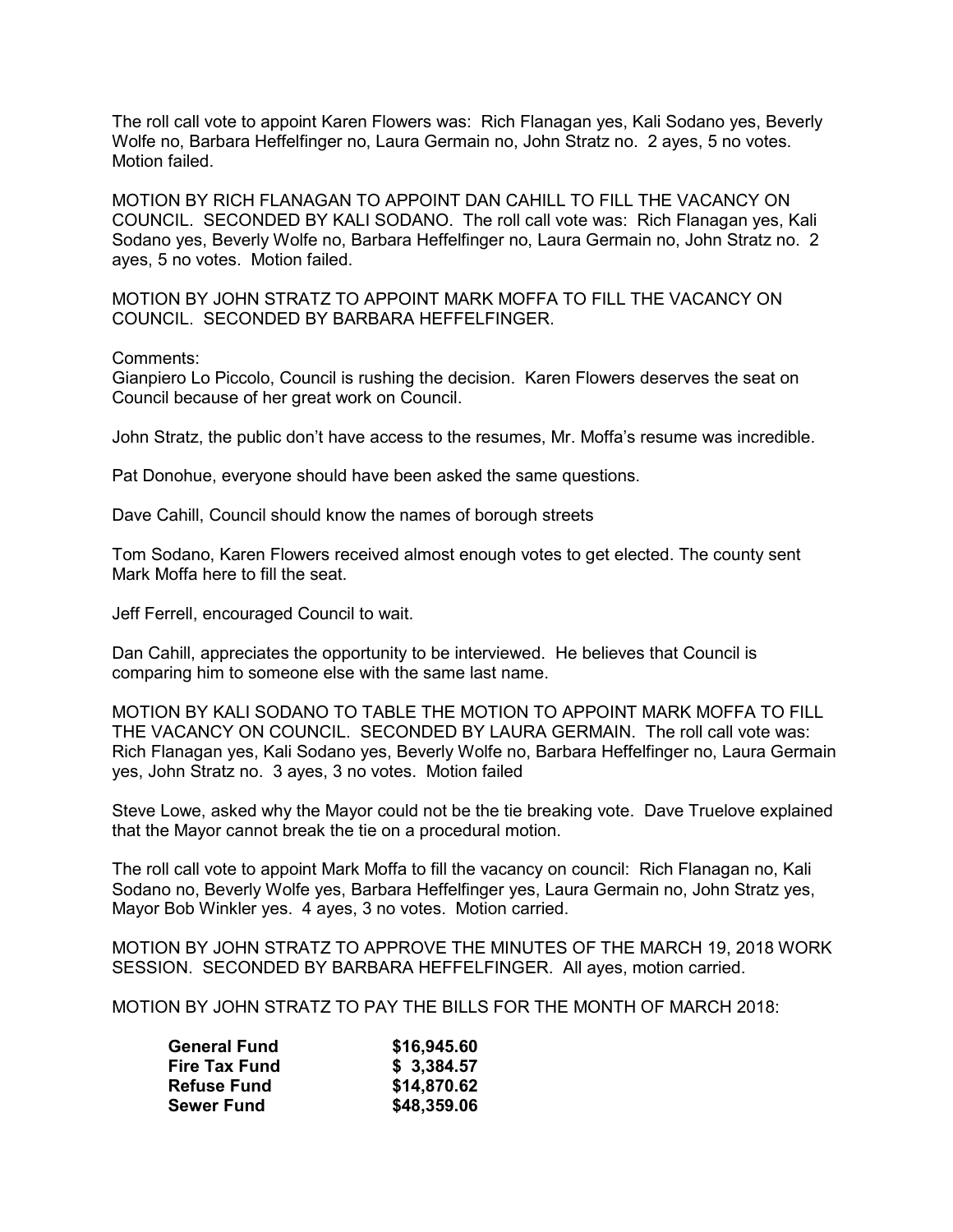The roll call vote to appoint Karen Flowers was: Rich Flanagan yes, Kali Sodano yes, Beverly Wolfe no, Barbara Heffelfinger no, Laura Germain no, John Stratz no. 2 ayes, 5 no votes. Motion failed.

MOTION BY RICH FLANAGAN TO APPOINT DAN CAHILL TO FILL THE VACANCY ON COUNCIL. SECONDED BY KALI SODANO. The roll call vote was: Rich Flanagan yes, Kali Sodano yes, Beverly Wolfe no, Barbara Heffelfinger no, Laura Germain no, John Stratz no. 2 ayes, 5 no votes. Motion failed.

MOTION BY JOHN STRATZ TO APPOINT MARK MOFFA TO FILL THE VACANCY ON COUNCIL. SECONDED BY BARBARA HEFFELFINGER.

Comments:
Gianpiero Lo Piccolo, Council is rushing the decision. Karen Flowers deserves the seat on Council because of her great work on Council.

John Stratz, the public don't have access to the resumes, Mr. Moffa's resume was incredible.

Pat Donohue, everyone should have been asked the same questions.

Dave Cahill, Council should know the names of borough streets

Tom Sodano, Karen Flowers received almost enough votes to get elected. The county sent Mark Moffa here to fill the seat.

Jeff Ferrell, encouraged Council to wait.

Dan Cahill, appreciates the opportunity to be interviewed. He believes that Council is comparing him to someone else with the same last name.

MOTION BY KALI SODANO TO TABLE THE MOTION TO APPOINT MARK MOFFA TO FILL THE VACANCY ON COUNCIL. SECONDED BY LAURA GERMAIN. The roll call vote was: Rich Flanagan yes, Kali Sodano yes, Beverly Wolfe no, Barbara Heffelfinger no, Laura Germain yes, John Stratz no. 3 ayes, 3 no votes. Motion failed

Steve Lowe, asked why the Mayor could not be the tie breaking vote. Dave Truelove explained that the Mayor cannot break the tie on a procedural motion.

The roll call vote to appoint Mark Moffa to fill the vacancy on council: Rich Flanagan no, Kali Sodano no, Beverly Wolfe yes, Barbara Heffelfinger yes, Laura Germain no, John Stratz yes, Mayor Bob Winkler yes. 4 ayes, 3 no votes. Motion carried.

MOTION BY JOHN STRATZ TO APPROVE THE MINUTES OF THE MARCH 19, 2018 WORK SESSION. SECONDED BY BARBARA HEFFELFINGER. All ayes, motion carried.

MOTION BY JOHN STRATZ TO PAY THE BILLS FOR THE MONTH OF MARCH 2018:

| | |
|---|---|
| **General Fund** | **$16,945.60** |
| **Fire Tax Fund** | **$ 3,384.57** |
| **Refuse Fund** | **$14,870.62** |
| **Sewer Fund** | **$48,359.06** |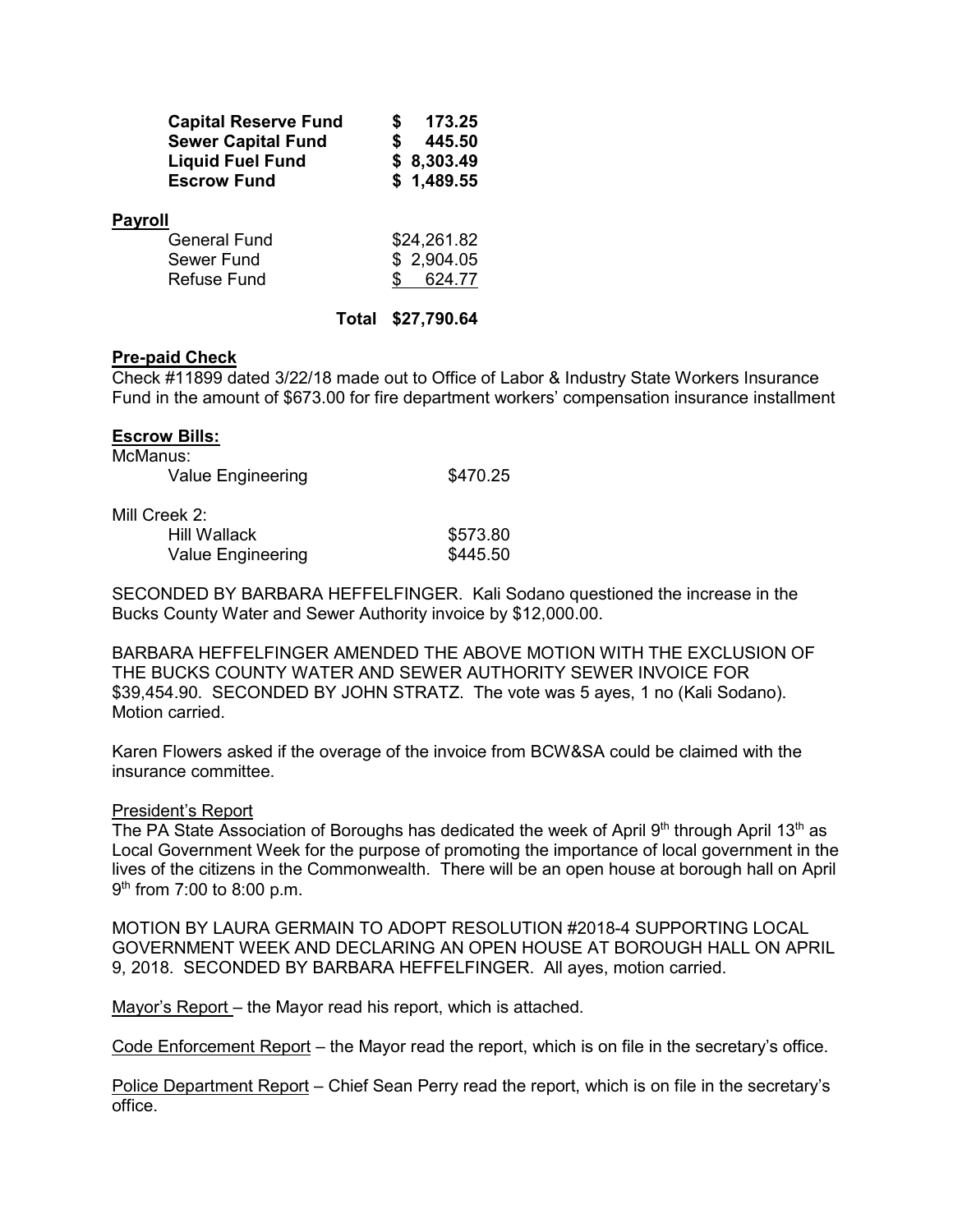| | |
|---|---|
| **Capital Reserve Fund** | **$ 173.25** |
| **Sewer Capital Fund** | **$ 445.50** |
| **Liquid Fuel Fund** | **$ 8,303.49** |
| **Escrow Fund** | **$ 1,489.55** |

**Payroll**

| | |
|---|---|
| General Fund | $24,261.82 |
| Sewer Fund | $ 2,904.05 |
| Refuse Fund | $ 624.77 |
| **Total** | **$27,790.64** |

**Pre-paid Check**

Check #11899 dated 3/22/18 made out to Office of Labor & Industry State Workers Insurance Fund in the amount of $673.00 for fire department workers' compensation insurance installment

**Escrow Bills:**

McManus:

| | |
|---|---|
| Value Engineering | $470.25 |

Mill Creek 2:

| | |
|---|---|
| Hill Wallack | $573.80 |
| Value Engineering | $445.50 |

SECONDED BY BARBARA HEFFELFINGER. Kali Sodano questioned the increase in the Bucks County Water and Sewer Authority invoice by $12,000.00.

BARBARA HEFFELFINGER AMENDED THE ABOVE MOTION WITH THE EXCLUSION OF THE BUCKS COUNTY WATER AND SEWER AUTHORITY SEWER INVOICE FOR $39,454.90. SECONDED BY JOHN STRATZ. The vote was 5 ayes, 1 no (Kali Sodano). Motion carried.

Karen Flowers asked if the overage of the invoice from BCW&SA could be claimed with the insurance committee.

President's Report

The PA State Association of Boroughs has dedicated the week of April 9th through April 13th as Local Government Week for the purpose of promoting the importance of local government in the lives of the citizens in the Commonwealth. There will be an open house at borough hall on April 9th from 7:00 to 8:00 p.m.

MOTION BY LAURA GERMAIN TO ADOPT RESOLUTION #2018-4 SUPPORTING LOCAL GOVERNMENT WEEK AND DECLARING AN OPEN HOUSE AT BOROUGH HALL ON APRIL 9, 2018. SECONDED BY BARBARA HEFFELFINGER. All ayes, motion carried.

Mayor's Report – the Mayor read his report, which is attached.

Code Enforcement Report – the Mayor read the report, which is on file in the secretary's office.

Police Department Report – Chief Sean Perry read the report, which is on file in the secretary's office.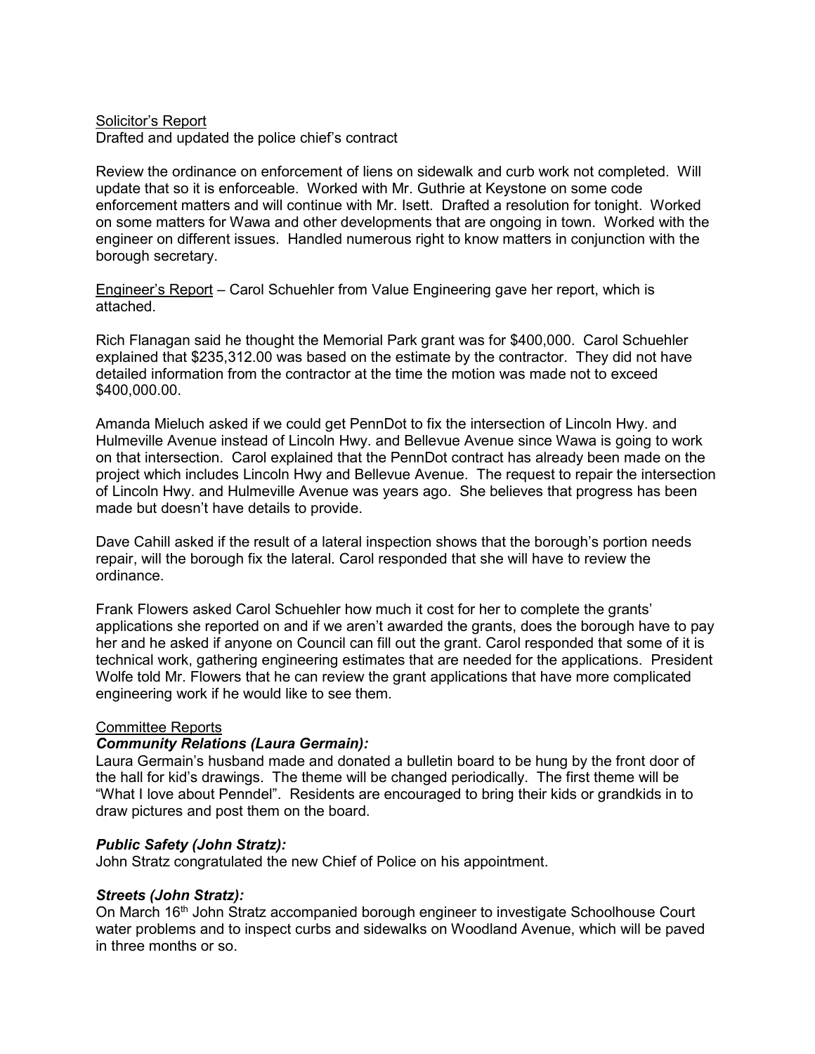Solicitor's Report
Drafted and updated the police chief's contract

Review the ordinance on enforcement of liens on sidewalk and curb work not completed. Will update that so it is enforceable. Worked with Mr. Guthrie at Keystone on some code enforcement matters and will continue with Mr. Isett. Drafted a resolution for tonight. Worked on some matters for Wawa and other developments that are ongoing in town. Worked with the engineer on different issues. Handled numerous right to know matters in conjunction with the borough secretary.

Engineer's Report – Carol Schuehler from Value Engineering gave her report, which is attached.

Rich Flanagan said he thought the Memorial Park grant was for $400,000. Carol Schuehler explained that $235,312.00 was based on the estimate by the contractor. They did not have detailed information from the contractor at the time the motion was made not to exceed $400,000.00.

Amanda Mieluch asked if we could get PennDot to fix the intersection of Lincoln Hwy. and Hulmeville Avenue instead of Lincoln Hwy. and Bellevue Avenue since Wawa is going to work on that intersection. Carol explained that the PennDot contract has already been made on the project which includes Lincoln Hwy and Bellevue Avenue. The request to repair the intersection of Lincoln Hwy. and Hulmeville Avenue was years ago. She believes that progress has been made but doesn't have details to provide.

Dave Cahill asked if the result of a lateral inspection shows that the borough's portion needs repair, will the borough fix the lateral. Carol responded that she will have to review the ordinance.

Frank Flowers asked Carol Schuehler how much it cost for her to complete the grants' applications she reported on and if we aren't awarded the grants, does the borough have to pay her and he asked if anyone on Council can fill out the grant. Carol responded that some of it is technical work, gathering engineering estimates that are needed for the applications. President Wolfe told Mr. Flowers that he can review the grant applications that have more complicated engineering work if he would like to see them.

Committee Reports

***Community Relations (Laura Germain):***
Laura Germain's husband made and donated a bulletin board to be hung by the front door of the hall for kid's drawings. The theme will be changed periodically. The first theme will be "What I love about Penndel". Residents are encouraged to bring their kids or grandkids in to draw pictures and post them on the board.

***Public Safety (John Stratz):***
John Stratz congratulated the new Chief of Police on his appointment.

***Streets (John Stratz):***
On March 16th John Stratz accompanied borough engineer to investigate Schoolhouse Court water problems and to inspect curbs and sidewalks on Woodland Avenue, which will be paved in three months or so.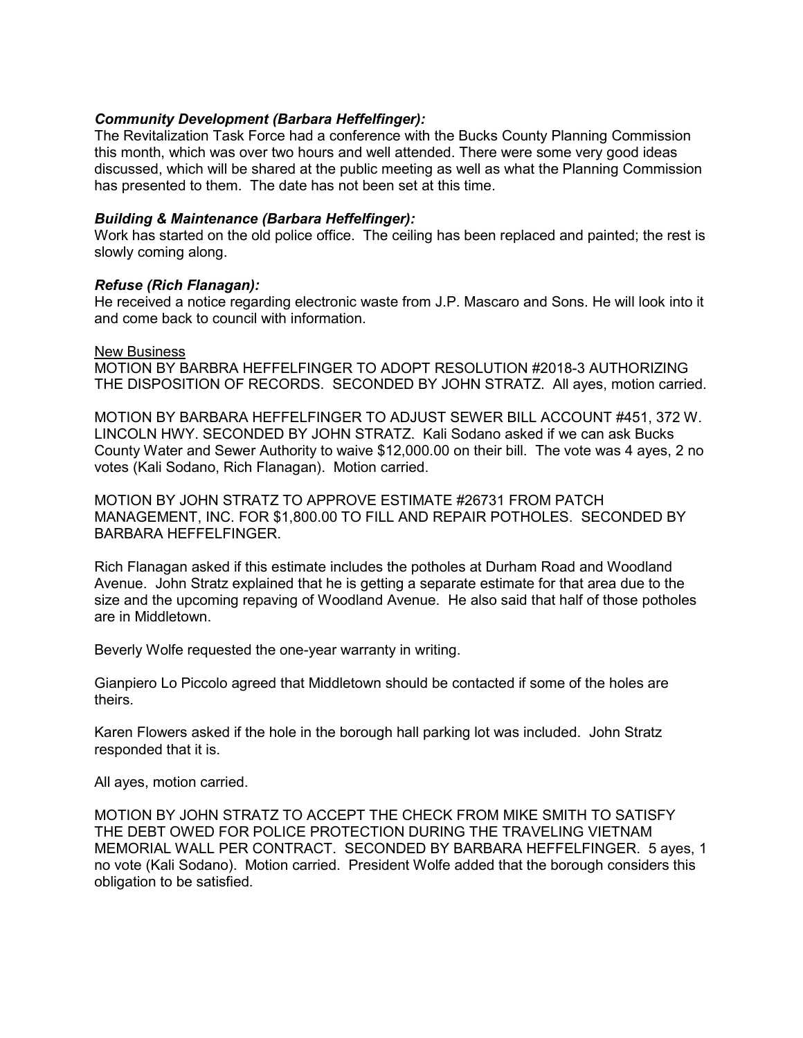***Community Development (Barbara Heffelfinger):***
The Revitalization Task Force had a conference with the Bucks County Planning Commission this month, which was over two hours and well attended. There were some very good ideas discussed, which will be shared at the public meeting as well as what the Planning Commission has presented to them. The date has not been set at this time.

***Building & Maintenance (Barbara Heffelfinger):***
Work has started on the old police office. The ceiling has been replaced and painted; the rest is slowly coming along.

***Refuse (Rich Flanagan):***
He received a notice regarding electronic waste from J.P. Mascaro and Sons. He will look into it and come back to council with information.

<u>New Business</u>
MOTION BY BARBRA HEFFELFINGER TO ADOPT RESOLUTION #2018-3 AUTHORIZING THE DISPOSITION OF RECORDS. SECONDED BY JOHN STRATZ. All ayes, motion carried.

MOTION BY BARBARA HEFFELFINGER TO ADJUST SEWER BILL ACCOUNT #451, 372 W. LINCOLN HWY. SECONDED BY JOHN STRATZ. Kali Sodano asked if we can ask Bucks County Water and Sewer Authority to waive $12,000.00 on their bill. The vote was 4 ayes, 2 no votes (Kali Sodano, Rich Flanagan). Motion carried.

MOTION BY JOHN STRATZ TO APPROVE ESTIMATE #26731 FROM PATCH MANAGEMENT, INC. FOR $1,800.00 TO FILL AND REPAIR POTHOLES. SECONDED BY BARBARA HEFFELFINGER.

Rich Flanagan asked if this estimate includes the potholes at Durham Road and Woodland Avenue. John Stratz explained that he is getting a separate estimate for that area due to the size and the upcoming repaving of Woodland Avenue. He also said that half of those potholes are in Middletown.

Beverly Wolfe requested the one-year warranty in writing.

Gianpiero Lo Piccolo agreed that Middletown should be contacted if some of the holes are theirs.

Karen Flowers asked if the hole in the borough hall parking lot was included. John Stratz responded that it is.

All ayes, motion carried.

MOTION BY JOHN STRATZ TO ACCEPT THE CHECK FROM MIKE SMITH TO SATISFY THE DEBT OWED FOR POLICE PROTECTION DURING THE TRAVELING VIETNAM MEMORIAL WALL PER CONTRACT. SECONDED BY BARBARA HEFFELFINGER. 5 ayes, 1 no vote (Kali Sodano). Motion carried. President Wolfe added that the borough considers this obligation to be satisfied.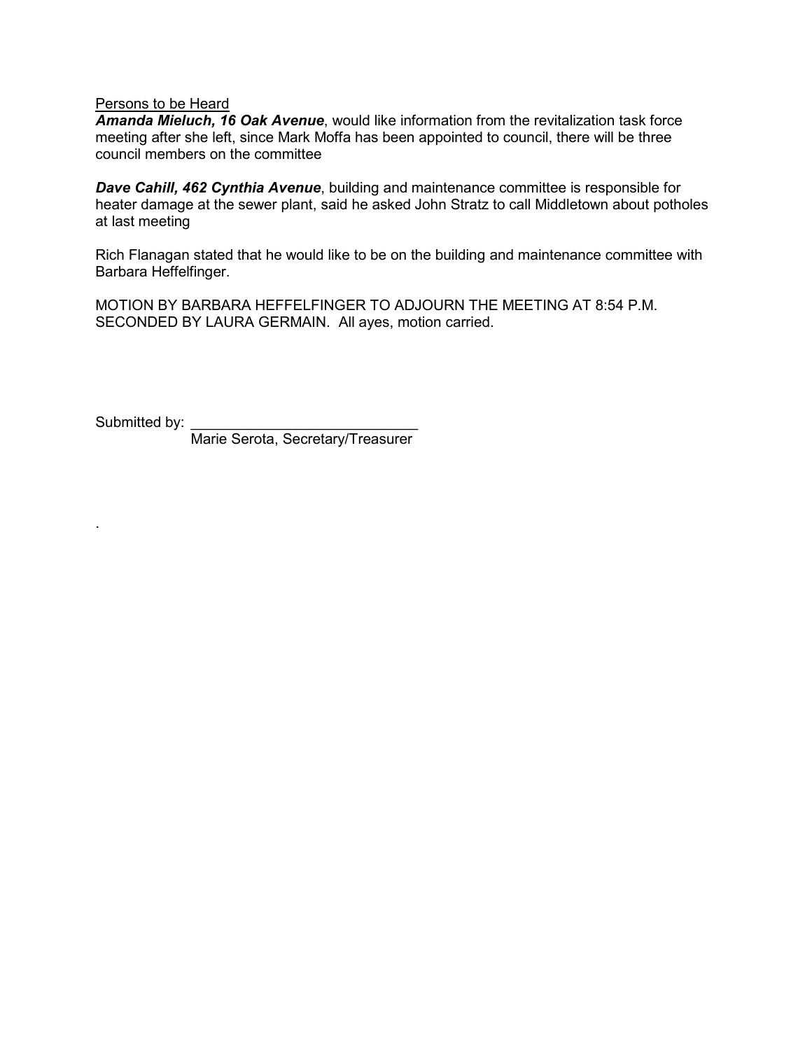Persons to be Heard

***Amanda Mieluch, 16 Oak Avenue***, would like information from the revitalization task force meeting after she left, since Mark Moffa has been appointed to council, there will be three council members on the committee

***Dave Cahill, 462 Cynthia Avenue***, building and maintenance committee is responsible for heater damage at the sewer plant, said he asked John Stratz to call Middletown about potholes at last meeting

Rich Flanagan stated that he would like to be on the building and maintenance committee with Barbara Heffelfinger.

MOTION BY BARBARA HEFFELFINGER TO ADJOURN THE MEETING AT 8:54 P.M. SECONDED BY LAURA GERMAIN. All ayes, motion carried.

Submitted by: ___________________________

Marie Serota, Secretary/Treasurer

.